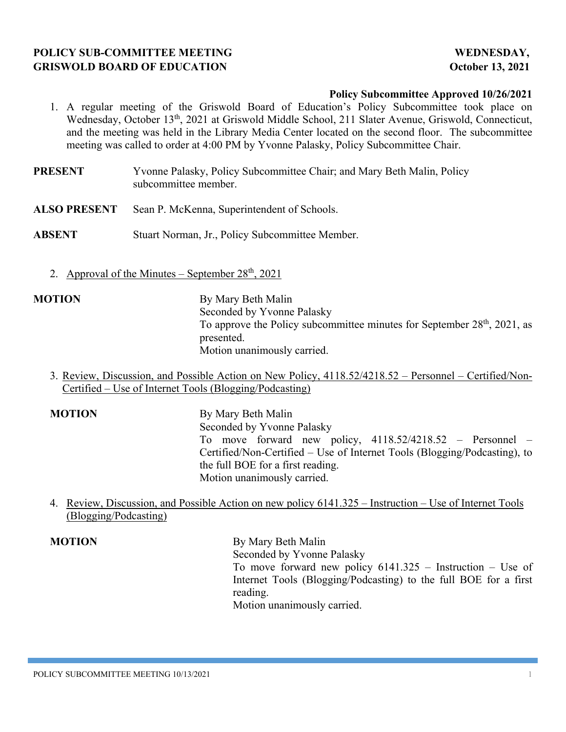**POLICY SUB-COMMITTEE MEETING** **WEDNESDAY,**
**GRISWOLD BOARD OF EDUCATION** **October 13, 2021**

**Policy Subcommittee Approved 10/26/2021**

1. A regular meeting of the Griswold Board of Education's Policy Subcommittee took place on Wednesday, October 13th, 2021 at Griswold Middle School, 211 Slater Avenue, Griswold, Connecticut, and the meeting was held in the Library Media Center located on the second floor. The subcommittee meeting was called to order at 4:00 PM by Yvonne Palasky, Policy Subcommittee Chair.

**PRESENT** Yvonne Palasky, Policy Subcommittee Chair; and Mary Beth Malin, Policy subcommittee member.

**ALSO PRESENT** Sean P. McKenna, Superintendent of Schools.

**ABSENT** Stuart Norman, Jr., Policy Subcommittee Member.

2. Approval of the Minutes – September 28th, 2021

**MOTION** By Mary Beth Malin
Seconded by Yvonne Palasky
To approve the Policy subcommittee minutes for September 28th, 2021, as presented.
Motion unanimously carried.

3. Review, Discussion, and Possible Action on New Policy, 4118.52/4218.52 – Personnel – Certified/Non-Certified – Use of Internet Tools (Blogging/Podcasting)

**MOTION** By Mary Beth Malin
Seconded by Yvonne Palasky
To move forward new policy, 4118.52/4218.52 – Personnel – Certified/Non-Certified – Use of Internet Tools (Blogging/Podcasting), to the full BOE for a first reading.
Motion unanimously carried.

4. Review, Discussion, and Possible Action on new policy 6141.325 – Instruction – Use of Internet Tools (Blogging/Podcasting)

**MOTION** By Mary Beth Malin
Seconded by Yvonne Palasky
To move forward new policy 6141.325 – Instruction – Use of Internet Tools (Blogging/Podcasting) to the full BOE for a first reading.
Motion unanimously carried.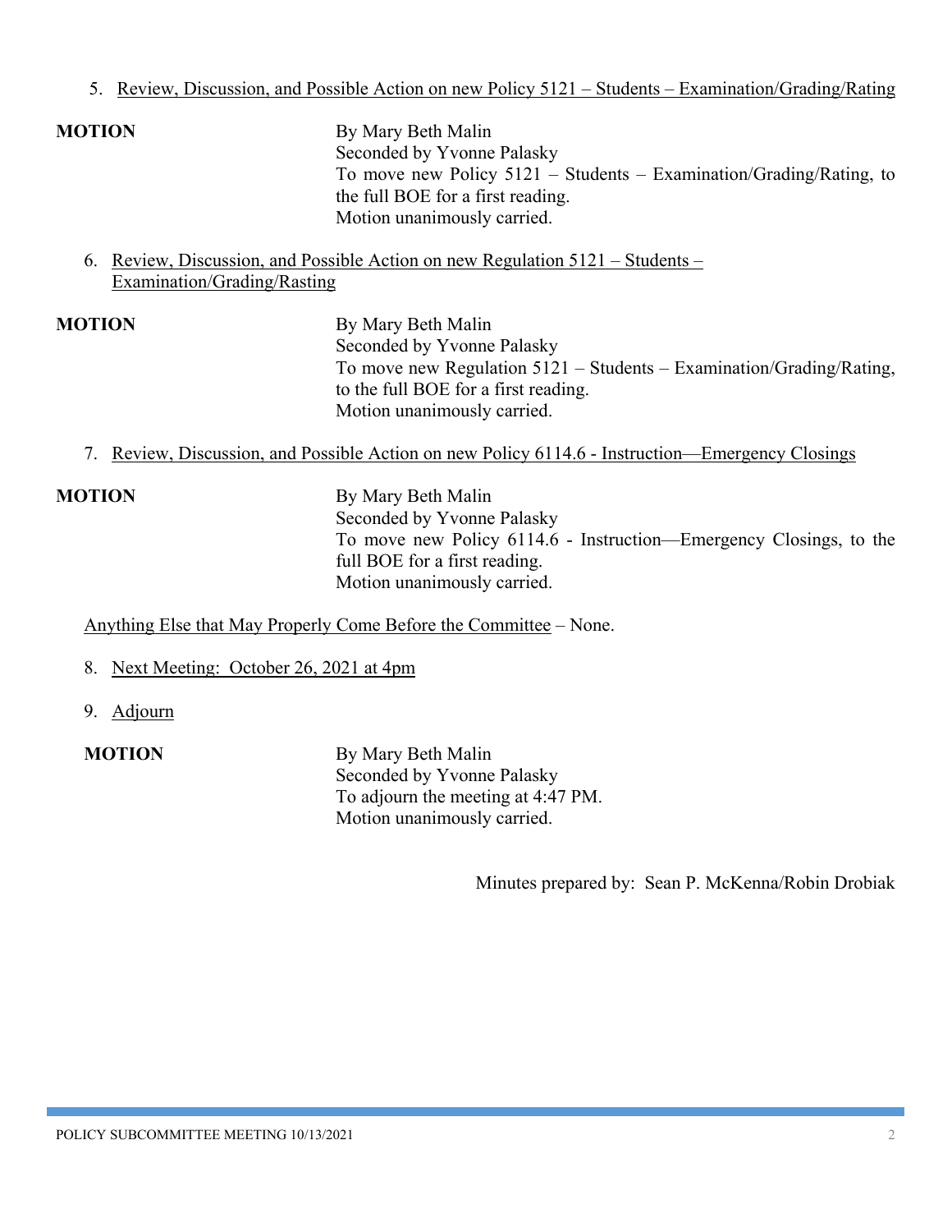5. Review, Discussion, and Possible Action on new Policy 5121 – Students – Examination/Grading/Rating

**MOTION**

By Mary Beth Malin
Seconded by Yvonne Palasky
To move new Policy 5121 – Students – Examination/Grading/Rating, to the full BOE for a first reading.
Motion unanimously carried.

6. Review, Discussion, and Possible Action on new Regulation 5121 – Students – Examination/Grading/Rasting

**MOTION**

By Mary Beth Malin
Seconded by Yvonne Palasky
To move new Regulation 5121 – Students – Examination/Grading/Rating, to the full BOE for a first reading.
Motion unanimously carried.

7. Review, Discussion, and Possible Action on new Policy 6114.6 - Instruction—Emergency Closings

**MOTION**

By Mary Beth Malin
Seconded by Yvonne Palasky
To move new Policy 6114.6 - Instruction—Emergency Closings, to the full BOE for a first reading.
Motion unanimously carried.

Anything Else that May Properly Come Before the Committee – None.

8. Next Meeting: October 26, 2021 at 4pm

9. Adjourn

**MOTION**

By Mary Beth Malin
Seconded by Yvonne Palasky
To adjourn the meeting at 4:47 PM.
Motion unanimously carried.

Minutes prepared by: Sean P. McKenna/Robin Drobiak